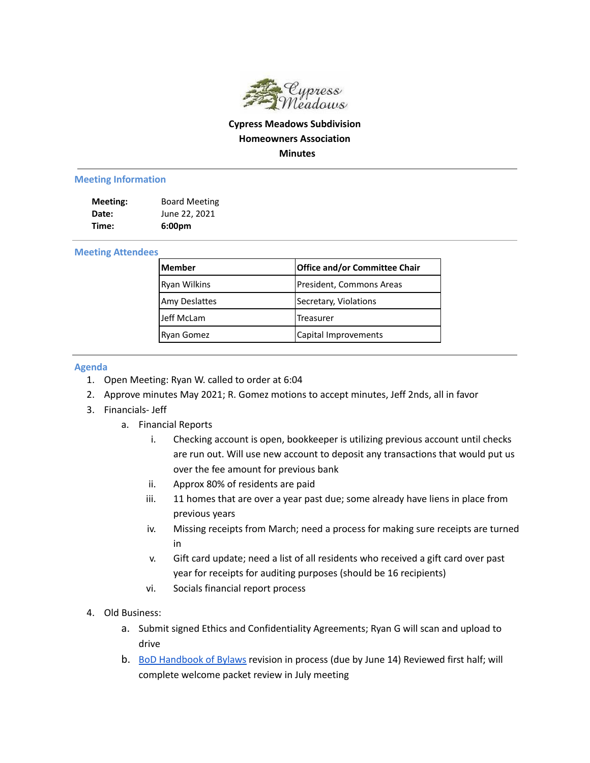# Cypress Meadows Subdivision
# Homeowners Association
# Minutes

## Meeting Information

**Meeting:** Board Meeting
**Date:** June 22, 2021
**Time:** **6:00pm**

## Meeting Attendees

| Member | Office and/or Committee Chair |
|---|---|
| Ryan Wilkins | President, Commons Areas |
| Amy Deslattes | Secretary, Violations |
| Jeff McLam | Treasurer |
| Ryan Gomez | Capital Improvements |

## Agenda

1. Open Meeting: Ryan W. called to order at 6:04
2. Approve minutes May 2021; R. Gomez motions to accept minutes, Jeff 2nds, all in favor
3. Financials- Jeff
   a. Financial Reports
      i. Checking account is open, bookkeeper is utilizing previous account until checks are run out. Will use new account to deposit any transactions that would put us over the fee amount for previous bank
      ii. Approx 80% of residents are paid
      iii. 11 homes that are over a year past due; some already have liens in place from previous years
      iv. Missing receipts from March; need a process for making sure receipts are turned in
      v. Gift card update; need a list of all residents who received a gift card over past year for receipts for auditing purposes (should be 16 recipients)
      vi. Socials financial report process
4. Old Business:
   a. Submit signed Ethics and Confidentiality Agreements; Ryan G will scan and upload to drive
   b. BoD Handbook of Bylaws revision in process (due by June 14) Reviewed first half; will complete welcome packet review in July meeting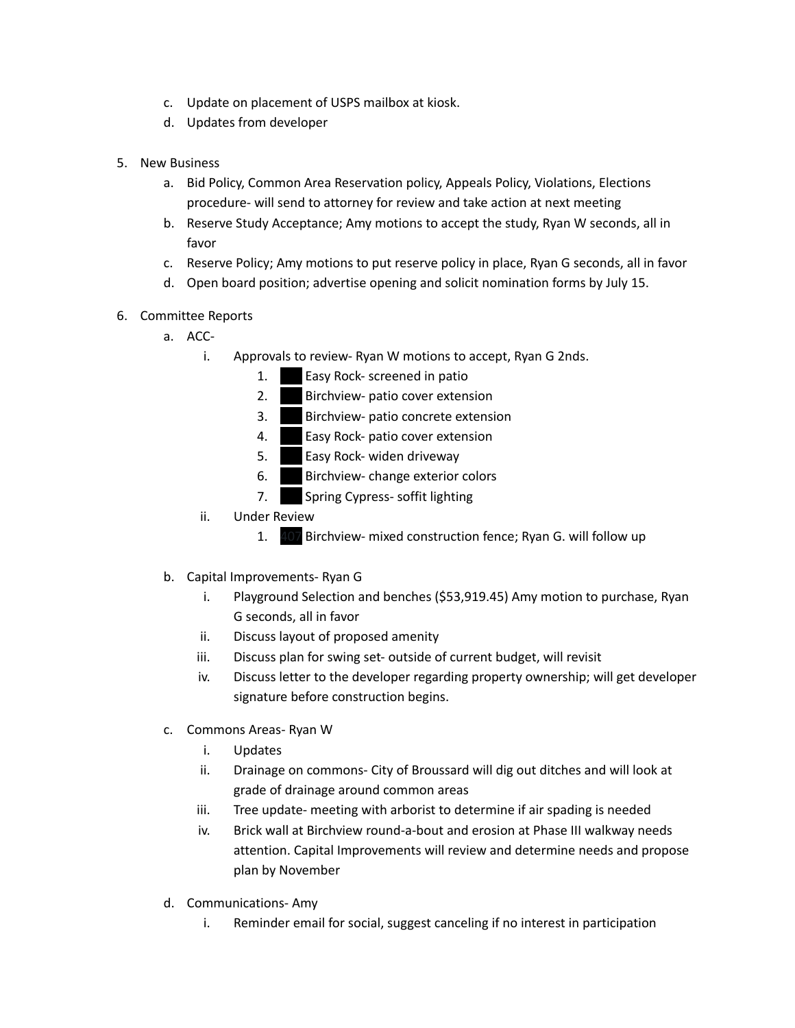c. Update on placement of USPS mailbox at kiosk.
d. Updates from developer

5. New Business
   a. Bid Policy, Common Area Reservation policy, Appeals Policy, Violations, Elections procedure- will send to attorney for review and take action at next meeting
   b. Reserve Study Acceptance; Amy motions to accept the study, Ryan W seconds, all in favor
   c. Reserve Policy; Amy motions to put reserve policy in place, Ryan G seconds, all in favor
   d. Open board position; advertise opening and solicit nomination forms by July 15.

6. Committee Reports
   a. ACC-
      i. Approvals to review- Ryan W motions to accept, Ryan G 2nds.
         1. Easy Rock- screened in patio
         2. Birchview- patio cover extension
         3. Birchview- patio concrete extension
         4. Easy Rock- patio cover extension
         5. Easy Rock- widen driveway
         6. Birchview- change exterior colors
         7. Spring Cypress- soffit lighting
      ii. Under Review
         1. Birchview- mixed construction fence; Ryan G. will follow up

   b. Capital Improvements- Ryan G
      i. Playground Selection and benches ($53,919.45) Amy motion to purchase, Ryan G seconds, all in favor
      ii. Discuss layout of proposed amenity
      iii. Discuss plan for swing set- outside of current budget, will revisit
      iv. Discuss letter to the developer regarding property ownership; will get developer signature before construction begins.

   c. Commons Areas- Ryan W
      i. Updates
      ii. Drainage on commons- City of Broussard will dig out ditches and will look at grade of drainage around common areas
      iii. Tree update- meeting with arborist to determine if air spading is needed
      iv. Brick wall at Birchview round-a-bout and erosion at Phase III walkway needs attention. Capital Improvements will review and determine needs and propose plan by November

   d. Communications- Amy
      i. Reminder email for social, suggest canceling if no interest in participation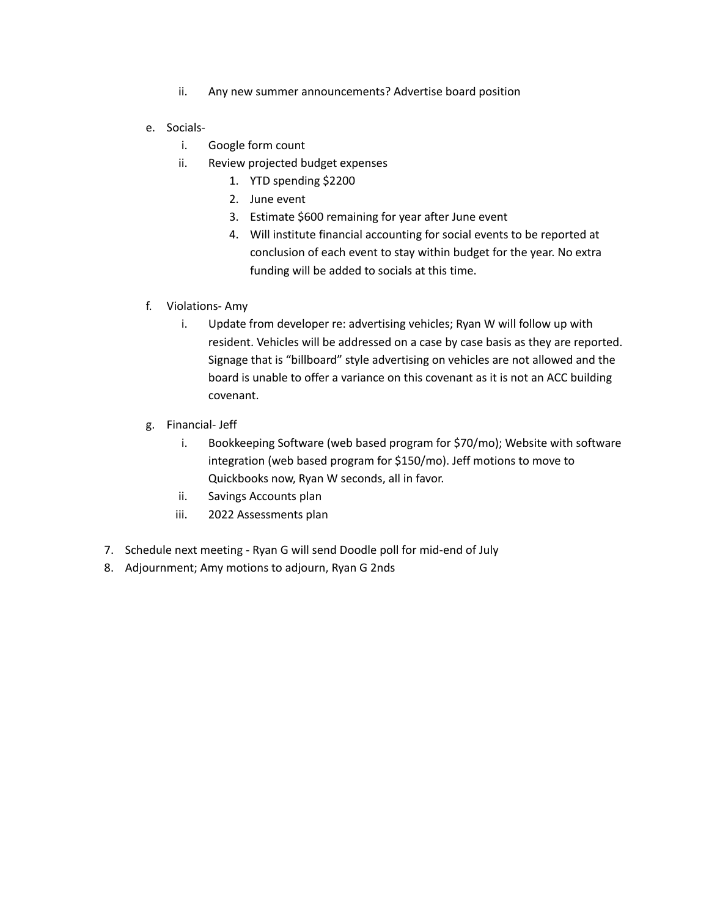ii. Any new summer announcements? Advertise board position

e. Socials-
   i. Google form count
   ii. Review projected budget expenses
      1. YTD spending $2200
      2. June event
      3. Estimate $600 remaining for year after June event
      4. Will institute financial accounting for social events to be reported at conclusion of each event to stay within budget for the year. No extra funding will be added to socials at this time.

f. Violations- Amy
   i. Update from developer re: advertising vehicles; Ryan W will follow up with resident. Vehicles will be addressed on a case by case basis as they are reported. Signage that is “billboard” style advertising on vehicles are not allowed and the board is unable to offer a variance on this covenant as it is not an ACC building covenant.

g. Financial- Jeff
   i. Bookkeeping Software (web based program for $70/mo); Website with software integration (web based program for $150/mo). Jeff motions to move to Quickbooks now, Ryan W seconds, all in favor.
   ii. Savings Accounts plan
   iii. 2022 Assessments plan

7. Schedule next meeting - Ryan G will send Doodle poll for mid-end of July
8. Adjournment; Amy motions to adjourn, Ryan G 2nds